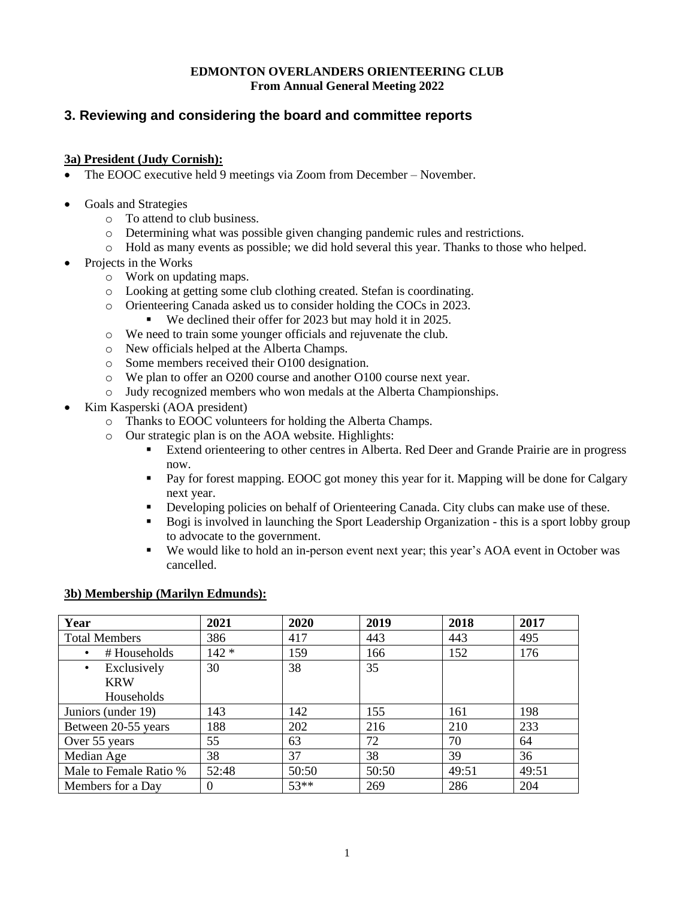**EDMONTON OVERLANDERS ORIENTEERING CLUB**
**From Annual General Meeting 2022**

## 3. Reviewing and considering the board and committee reports

### 3a) President (Judy Cornish):

- The EOOC executive held 9 meetings via Zoom from December – November.
- Goals and Strategies
  - To attend to club business.
  - Determining what was possible given changing pandemic rules and restrictions.
  - Hold as many events as possible; we did hold several this year. Thanks to those who helped.
- Projects in the Works
  - Work on updating maps.
  - Looking at getting some club clothing created. Stefan is coordinating.
  - Orienteering Canada asked us to consider holding the COCs in 2023.
    - We declined their offer for 2023 but may hold it in 2025.
  - We need to train some younger officials and rejuvenate the club.
  - New officials helped at the Alberta Champs.
  - Some members received their O100 designation.
  - We plan to offer an O200 course and another O100 course next year.
  - Judy recognized members who won medals at the Alberta Championships.
- Kim Kasperski (AOA president)
  - Thanks to EOOC volunteers for holding the Alberta Champs.
  - Our strategic plan is on the AOA website. Highlights:
    - Extend orienteering to other centres in Alberta. Red Deer and Grande Prairie are in progress now.
    - Pay for forest mapping. EOOC got money this year for it. Mapping will be done for Calgary next year.
    - Developing policies on behalf of Orienteering Canada. City clubs can make use of these.
    - Bogi is involved in launching the Sport Leadership Organization - this is a sport lobby group to advocate to the government.
    - We would like to hold an in-person event next year; this year's AOA event in October was cancelled.

### 3b) Membership (Marilyn Edmunds):

| Year | 2021 | 2020 | 2019 | 2018 | 2017 |
|---|---|---|---|---|---|
| Total Members | 386 | 417 | 443 | 443 | 495 |
| • # Households | 142 * | 159 | 166 | 152 | 176 |
| • Exclusively KRW Households | 30 | 38 | 35 | | |
| Juniors (under 19) | 143 | 142 | 155 | 161 | 198 |
| Between 20-55 years | 188 | 202 | 216 | 210 | 233 |
| Over 55 years | 55 | 63 | 72 | 70 | 64 |
| Median Age | 38 | 37 | 38 | 39 | 36 |
| Male to Female Ratio % | 52:48 | 50:50 | 50:50 | 49:51 | 49:51 |
| Members for a Day | 0 | 53** | 269 | 286 | 204 |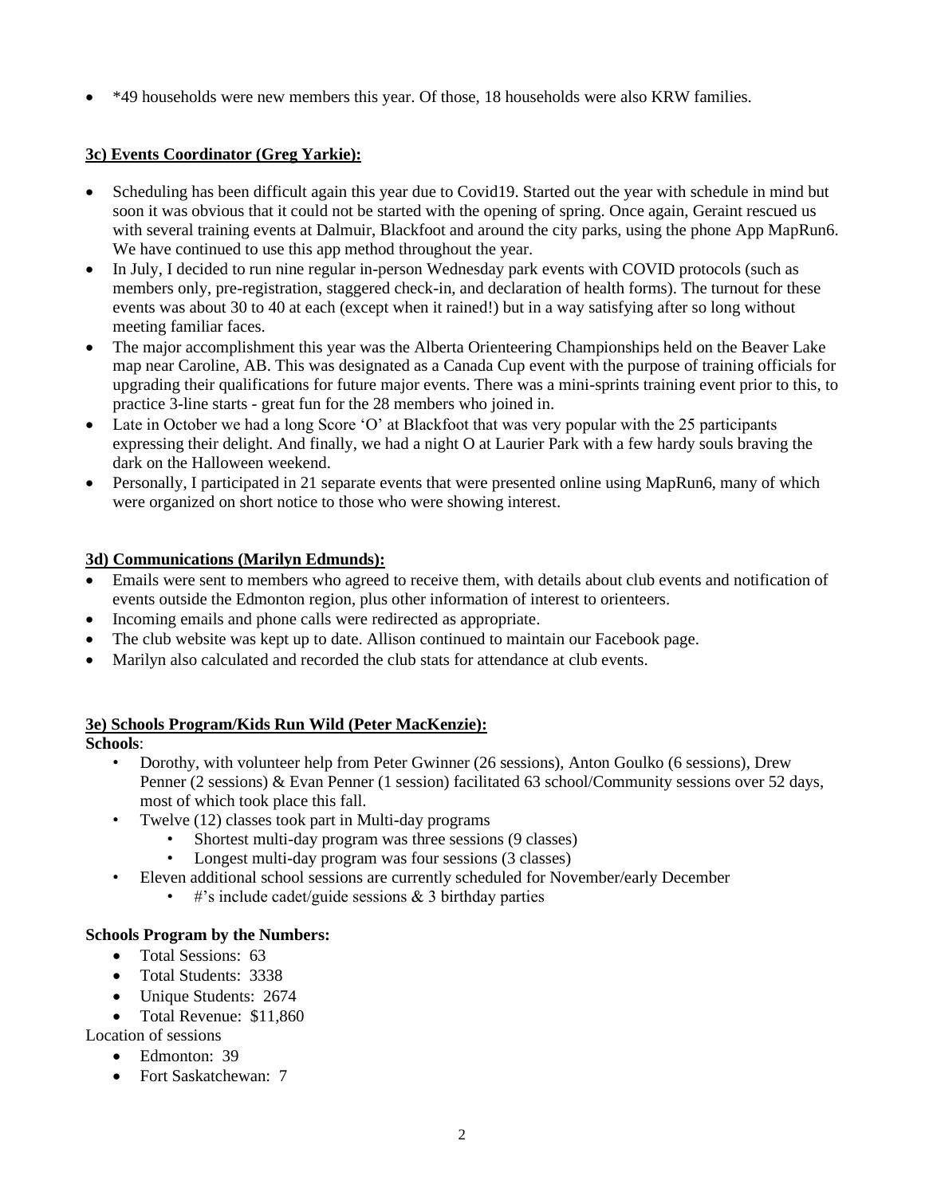- *49 households were new members this year. Of those, 18 households were also KRW families.

**3c) Events Coordinator (Greg Yarkie):**

- Scheduling has been difficult again this year due to Covid19. Started out the year with schedule in mind but soon it was obvious that it could not be started with the opening of spring. Once again, Geraint rescued us with several training events at Dalmuir, Blackfoot and around the city parks, using the phone App MapRun6. We have continued to use this app method throughout the year.
- In July, I decided to run nine regular in-person Wednesday park events with COVID protocols (such as members only, pre-registration, staggered check-in, and declaration of health forms). The turnout for these events was about 30 to 40 at each (except when it rained!) but in a way satisfying after so long without meeting familiar faces.
- The major accomplishment this year was the Alberta Orienteering Championships held on the Beaver Lake map near Caroline, AB. This was designated as a Canada Cup event with the purpose of training officials for upgrading their qualifications for future major events. There was a mini-sprints training event prior to this, to practice 3-line starts - great fun for the 28 members who joined in.
- Late in October we had a long Score 'O' at Blackfoot that was very popular with the 25 participants expressing their delight. And finally, we had a night O at Laurier Park with a few hardy souls braving the dark on the Halloween weekend.
- Personally, I participated in 21 separate events that were presented online using MapRun6, many of which were organized on short notice to those who were showing interest.

**3d) Communications (Marilyn Edmunds):**

- Emails were sent to members who agreed to receive them, with details about club events and notification of events outside the Edmonton region, plus other information of interest to orienteers.
- Incoming emails and phone calls were redirected as appropriate.
- The club website was kept up to date. Allison continued to maintain our Facebook page.
- Marilyn also calculated and recorded the club stats for attendance at club events.

**3e) Schools Program/Kids Run Wild (Peter MacKenzie):**

**Schools**:

- Dorothy, with volunteer help from Peter Gwinner (26 sessions), Anton Goulko (6 sessions), Drew Penner (2 sessions) & Evan Penner (1 session) facilitated 63 school/Community sessions over 52 days, most of which took place this fall.
- Twelve (12) classes took part in Multi-day programs
  - Shortest multi-day program was three sessions (9 classes)
  - Longest multi-day program was four sessions (3 classes)
- Eleven additional school sessions are currently scheduled for November/early December
  - #'s include cadet/guide sessions & 3 birthday parties

**Schools Program by the Numbers:**

- Total Sessions: 63
- Total Students: 3338
- Unique Students: 2674
- Total Revenue: $11,860

Location of sessions

- Edmonton: 39
- Fort Saskatchewan: 7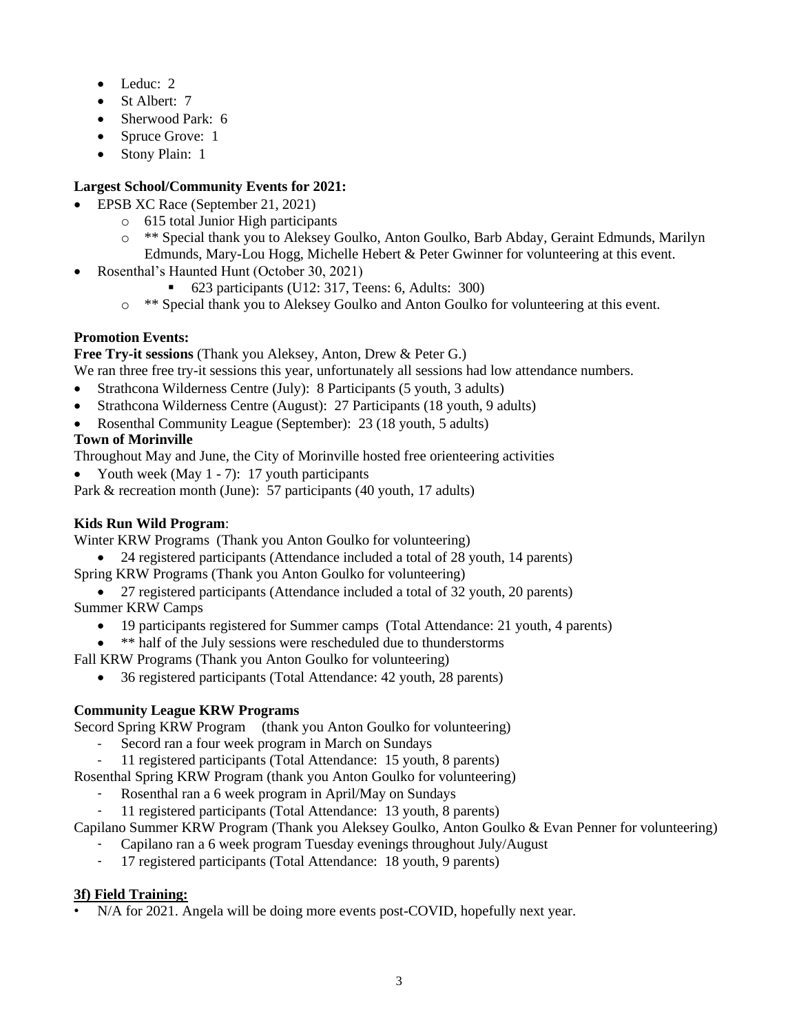- Leduc: 2
- St Albert: 7
- Sherwood Park: 6
- Spruce Grove: 1
- Stony Plain: 1

**Largest School/Community Events for 2021:**

- EPSB XC Race (September 21, 2021)
  - 615 total Junior High participants
  - ** Special thank you to Aleksey Goulko, Anton Goulko, Barb Abday, Geraint Edmunds, Marilyn Edmunds, Mary-Lou Hogg, Michelle Hebert & Peter Gwinner for volunteering at this event.
- Rosenthal's Haunted Hunt (October 30, 2021)
  - 623 participants (U12: 317, Teens: 6, Adults: 300)
  - ** Special thank you to Aleksey Goulko and Anton Goulko for volunteering at this event.

**Promotion Events:**

**Free Try-it sessions** (Thank you Aleksey, Anton, Drew & Peter G.)

We ran three free try-it sessions this year, unfortunately all sessions had low attendance numbers.

- Strathcona Wilderness Centre (July): 8 Participants (5 youth, 3 adults)
- Strathcona Wilderness Centre (August): 27 Participants (18 youth, 9 adults)
- Rosenthal Community League (September): 23 (18 youth, 5 adults)

**Town of Morinville**

Throughout May and June, the City of Morinville hosted free orienteering activities

- Youth week (May 1 - 7): 17 youth participants

Park & recreation month (June): 57 participants (40 youth, 17 adults)

**Kids Run Wild Program**:

Winter KRW Programs (Thank you Anton Goulko for volunteering)

- 24 registered participants (Attendance included a total of 28 youth, 14 parents)

Spring KRW Programs (Thank you Anton Goulko for volunteering)

- 27 registered participants (Attendance included a total of 32 youth, 20 parents)

Summer KRW Camps

- 19 participants registered for Summer camps (Total Attendance: 21 youth, 4 parents)
- ** half of the July sessions were rescheduled due to thunderstorms

Fall KRW Programs (Thank you Anton Goulko for volunteering)

- 36 registered participants (Total Attendance: 42 youth, 28 parents)

**Community League KRW Programs**

Secord Spring KRW Program (thank you Anton Goulko for volunteering)

- Secord ran a four week program in March on Sundays
- 11 registered participants (Total Attendance: 15 youth, 8 parents)

Rosenthal Spring KRW Program (thank you Anton Goulko for volunteering)

- Rosenthal ran a 6 week program in April/May on Sundays
- 11 registered participants (Total Attendance: 13 youth, 8 parents)

Capilano Summer KRW Program (Thank you Aleksey Goulko, Anton Goulko & Evan Penner for volunteering)

- Capilano ran a 6 week program Tuesday evenings throughout July/August
- 17 registered participants (Total Attendance: 18 youth, 9 parents)

**3f) Field Training:**

- N/A for 2021. Angela will be doing more events post-COVID, hopefully next year.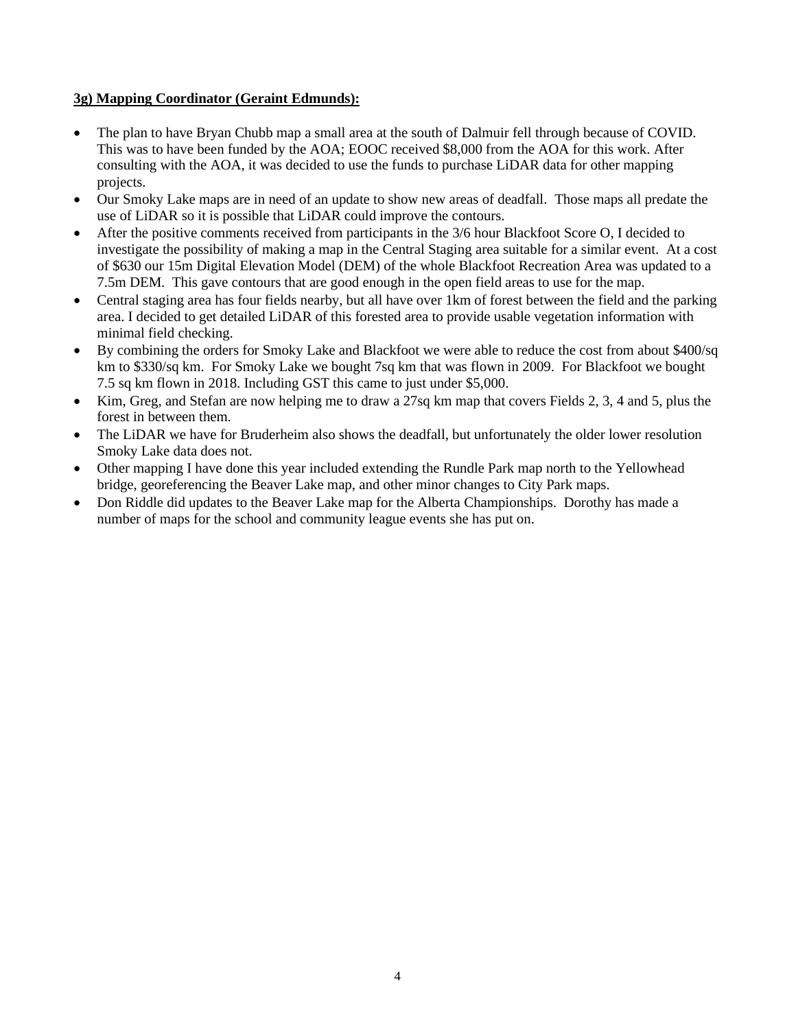**3g) Mapping Coordinator (Geraint Edmunds):**

- The plan to have Bryan Chubb map a small area at the south of Dalmuir fell through because of COVID. This was to have been funded by the AOA; EOOC received $8,000 from the AOA for this work. After consulting with the AOA, it was decided to use the funds to purchase LiDAR data for other mapping projects.
- Our Smoky Lake maps are in need of an update to show new areas of deadfall. Those maps all predate the use of LiDAR so it is possible that LiDAR could improve the contours.
- After the positive comments received from participants in the 3/6 hour Blackfoot Score O, I decided to investigate the possibility of making a map in the Central Staging area suitable for a similar event. At a cost of $630 our 15m Digital Elevation Model (DEM) of the whole Blackfoot Recreation Area was updated to a 7.5m DEM. This gave contours that are good enough in the open field areas to use for the map.
- Central staging area has four fields nearby, but all have over 1km of forest between the field and the parking area. I decided to get detailed LiDAR of this forested area to provide usable vegetation information with minimal field checking.
- By combining the orders for Smoky Lake and Blackfoot we were able to reduce the cost from about $400/sq km to $330/sq km. For Smoky Lake we bought 7sq km that was flown in 2009. For Blackfoot we bought 7.5 sq km flown in 2018. Including GST this came to just under $5,000.
- Kim, Greg, and Stefan are now helping me to draw a 27sq km map that covers Fields 2, 3, 4 and 5, plus the forest in between them.
- The LiDAR we have for Bruderheim also shows the deadfall, but unfortunately the older lower resolution Smoky Lake data does not.
- Other mapping I have done this year included extending the Rundle Park map north to the Yellowhead bridge, georeferencing the Beaver Lake map, and other minor changes to City Park maps.
- Don Riddle did updates to the Beaver Lake map for the Alberta Championships. Dorothy has made a number of maps for the school and community league events she has put on.